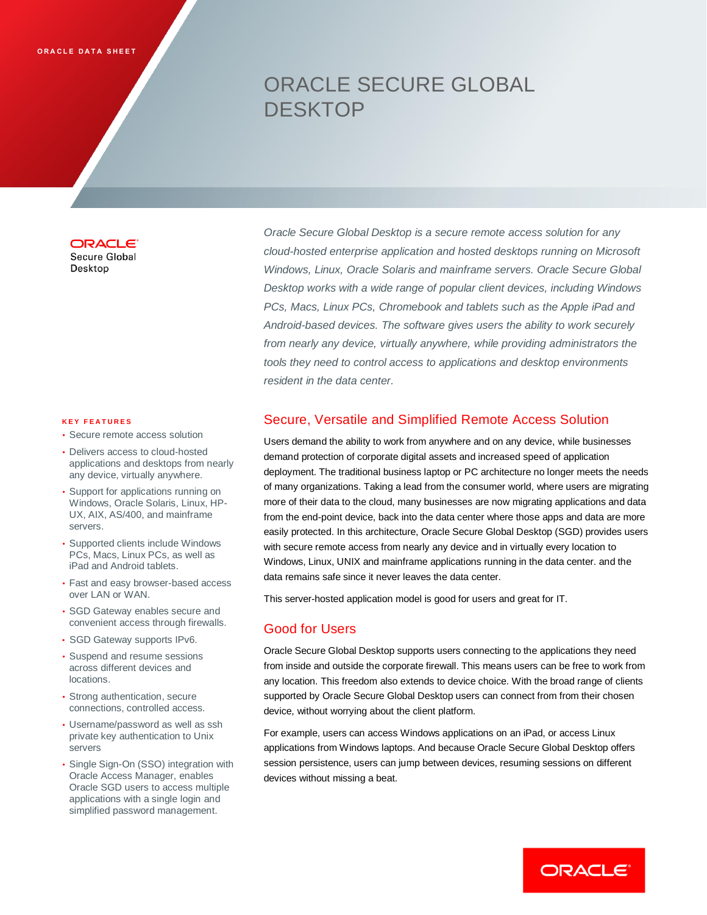ORACLE DATA SHEET

# ORACLE SECURE GLOBAL DESKTOP

ORACLE
Secure Global Desktop

*Oracle Secure Global Desktop is a secure remote access solution for any cloud-hosted enterprise application and hosted desktops running on Microsoft Windows, Linux, Oracle Solaris and mainframe servers. Oracle Secure Global Desktop works with a wide range of popular client devices, including Windows PCs, Macs, Linux PCs, Chromebook and tablets such as the Apple iPad and Android-based devices. The software gives users the ability to work securely from nearly any device, virtually anywhere, while providing administrators the tools they need to control access to applications and desktop environments resident in the data center.*

## Secure, Versatile and Simplified Remote Access Solution

Users demand the ability to work from anywhere and on any device, while businesses demand protection of corporate digital assets and increased speed of application deployment. The traditional business laptop or PC architecture no longer meets the needs of many organizations. Taking a lead from the consumer world, where users are migrating more of their data to the cloud, many businesses are now migrating applications and data from the end-point device, back into the data center where those apps and data are more easily protected. In this architecture, Oracle Secure Global Desktop (SGD) provides users with secure remote access from nearly any device and in virtually every location to Windows, Linux, UNIX and mainframe applications running in the data center. and the data remains safe since it never leaves the data center.

This server-hosted application model is good for users and great for IT.

## Good for Users

Oracle Secure Global Desktop supports users connecting to the applications they need from inside and outside the corporate firewall. This means users can be free to work from any location. This freedom also extends to device choice. With the broad range of clients supported by Oracle Secure Global Desktop users can connect from from their chosen device, without worrying about the client platform.

For example, users can access Windows applications on an iPad, or access Linux applications from Windows laptops. And because Oracle Secure Global Desktop offers session persistence, users can jump between devices, resuming sessions on different devices without missing a beat.

### KEY FEATURES

- Secure remote access solution
- Delivers access to cloud-hosted applications and desktops from nearly any device, virtually anywhere.
- Support for applications running on Windows, Oracle Solaris, Linux, HP-UX, AIX, AS/400, and mainframe servers.
- Supported clients include Windows PCs, Macs, Linux PCs, as well as iPad and Android tablets.
- Fast and easy browser-based access over LAN or WAN.
- SGD Gateway enables secure and convenient access through firewalls.
- SGD Gateway supports IPv6.
- Suspend and resume sessions across different devices and locations.
- Strong authentication, secure connections, controlled access.
- Username/password as well as ssh private key authentication to Unix servers
- Single Sign-On (SSO) integration with Oracle Access Manager, enables Oracle SGD users to access multiple applications with a single login and simplified password management.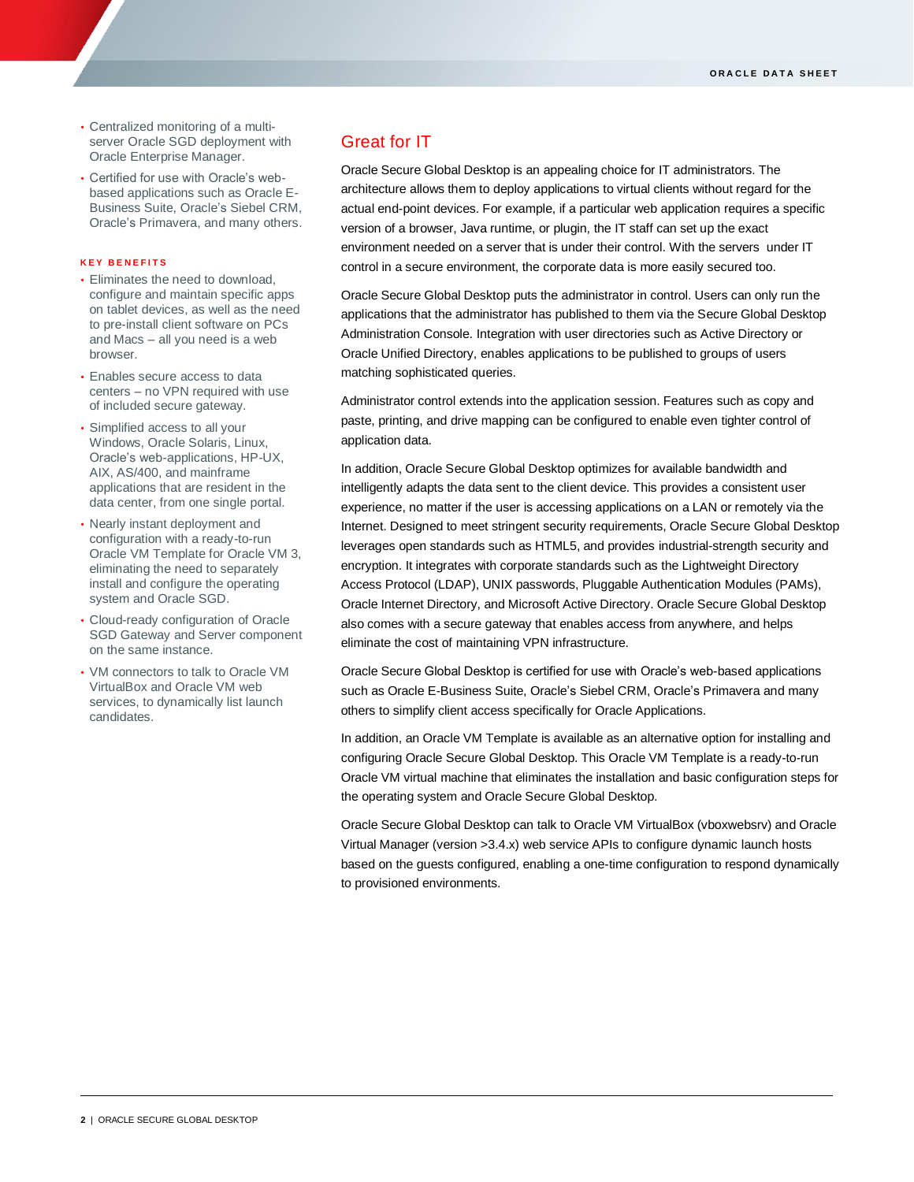- Centralized monitoring of a multi-server Oracle SGD deployment with Oracle Enterprise Manager.
- Certified for use with Oracle's web-based applications such as Oracle E-Business Suite, Oracle's Siebel CRM, Oracle's Primavera, and many others.

**KEY BENEFITS**

- Eliminates the need to download, configure and maintain specific apps on tablet devices, as well as the need to pre-install client software on PCs and Macs – all you need is a web browser.
- Enables secure access to data centers – no VPN required with use of included secure gateway.
- Simplified access to all your Windows, Oracle Solaris, Linux, Oracle's web-applications, HP-UX, AIX, AS/400, and mainframe applications that are resident in the data center, from one single portal.
- Nearly instant deployment and configuration with a ready-to-run Oracle VM Template for Oracle VM 3, eliminating the need to separately install and configure the operating system and Oracle SGD.
- Cloud-ready configuration of Oracle SGD Gateway and Server component on the same instance.
- VM connectors to talk to Oracle VM VirtualBox and Oracle VM web services, to dynamically list launch candidates.

## Great for IT

Oracle Secure Global Desktop is an appealing choice for IT administrators. The architecture allows them to deploy applications to virtual clients without regard for the actual end-point devices. For example, if a particular web application requires a specific version of a browser, Java runtime, or plugin, the IT staff can set up the exact environment needed on a server that is under their control. With the servers under IT control in a secure environment, the corporate data is more easily secured too.

Oracle Secure Global Desktop puts the administrator in control. Users can only run the applications that the administrator has published to them via the Secure Global Desktop Administration Console. Integration with user directories such as Active Directory or Oracle Unified Directory, enables applications to be published to groups of users matching sophisticated queries.

Administrator control extends into the application session. Features such as copy and paste, printing, and drive mapping can be configured to enable even tighter control of application data.

In addition, Oracle Secure Global Desktop optimizes for available bandwidth and intelligently adapts the data sent to the client device. This provides a consistent user experience, no matter if the user is accessing applications on a LAN or remotely via the Internet. Designed to meet stringent security requirements, Oracle Secure Global Desktop leverages open standards such as HTML5, and provides industrial-strength security and encryption. It integrates with corporate standards such as the Lightweight Directory Access Protocol (LDAP), UNIX passwords, Pluggable Authentication Modules (PAMs), Oracle Internet Directory, and Microsoft Active Directory. Oracle Secure Global Desktop also comes with a secure gateway that enables access from anywhere, and helps eliminate the cost of maintaining VPN infrastructure.

Oracle Secure Global Desktop is certified for use with Oracle's web-based applications such as Oracle E-Business Suite, Oracle's Siebel CRM, Oracle's Primavera and many others to simplify client access specifically for Oracle Applications.

In addition, an Oracle VM Template is available as an alternative option for installing and configuring Oracle Secure Global Desktop. This Oracle VM Template is a ready-to-run Oracle VM virtual machine that eliminates the installation and basic configuration steps for the operating system and Oracle Secure Global Desktop.

Oracle Secure Global Desktop can talk to Oracle VM VirtualBox (vboxwebsrv) and Oracle Virtual Manager (version >3.4.x) web service APIs to configure dynamic launch hosts based on the guests configured, enabling a one-time configuration to respond dynamically to provisioned environments.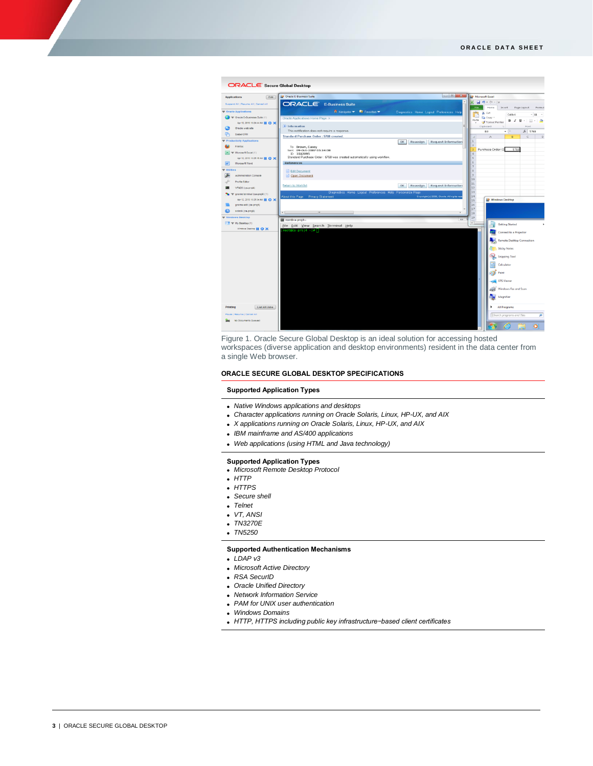Figure 1. Oracle Secure Global Desktop is an ideal solution for accessing hosted workspaces (diverse application and desktop environments) resident in the data center from a single Web browser.

## ORACLE SECURE GLOBAL DESKTOP SPECIFICATIONS

### Supported Application Types

- *Native Windows applications and desktops*
- *Character applications running on Oracle Solaris, Linux, HP-UX, and AIX*
- *X applications running on Oracle Solaris, Linux, HP-UX, and AIX*
- *IBM mainframe and AS/400 applications*
- *Web applications (using HTML and Java technology)*

### Supported Application Types

- *Microsoft Remote Desktop Protocol*
- *HTTP*
- *HTTPS*
- *Secure shell*
- *Telnet*
- *VT, ANSI*
- *TN3270E*
- *TN5250*

### Supported Authentication Mechanisms

- *LDAP v3*
- *Microsoft Active Directory*
- *RSA SecurID*
- *Oracle Unified Directory*
- *Network Information Service*
- *PAM for UNIX user authentication*
- *Windows Domains*
- *HTTP, HTTPS including public key infrastructure−based client certificates*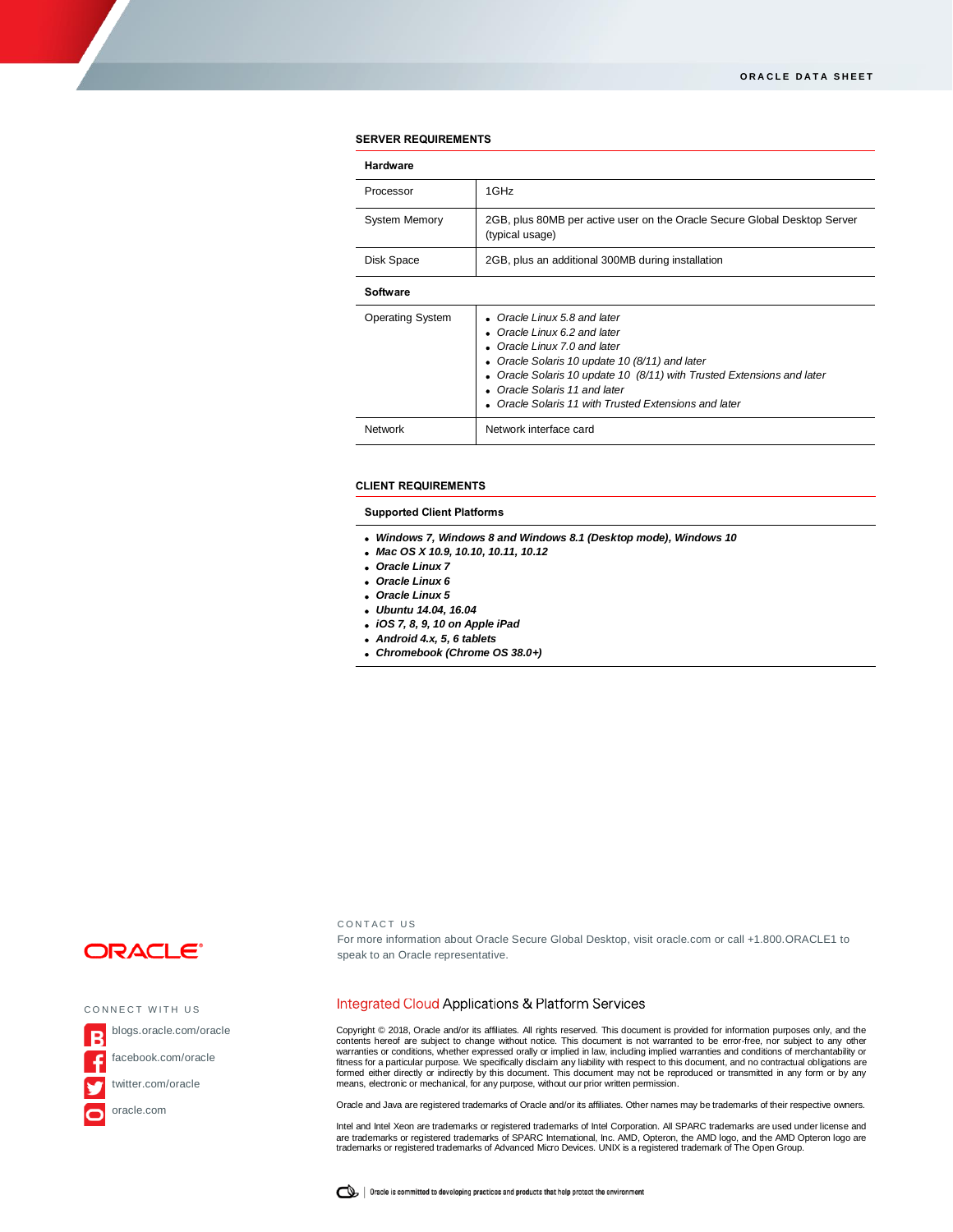## SERVER REQUIREMENTS

| | |
|---|---|
| **Hardware** | |
| Processor | 1GHz |
| System Memory | 2GB, plus 80MB per active user on the Oracle Secure Global Desktop Server (typical usage) |
| Disk Space | 2GB, plus an additional 300MB during installation |
| **Software** | |
| Operating System | • *Oracle Linux 5.8 and later*<br>• *Oracle Linux 6.2 and later*<br>• *Oracle Linux 7.0 and later*<br>• *Oracle Solaris 10 update 10 (8/11) and later*<br>• *Oracle Solaris 10 update 10 (8/11) with Trusted Extensions and later*<br>• *Oracle Solaris 11 and later*<br>• *Oracle Solaris 11 with Trusted Extensions and later* |
| Network | Network interface card |

## CLIENT REQUIREMENTS

**Supported Client Platforms**

- ***Windows 7, Windows 8 and Windows 8.1 (Desktop mode), Windows 10***
- ***Mac OS X 10.9, 10.10, 10.11, 10.12***
- ***Oracle Linux 7***
- ***Oracle Linux 6***
- ***Oracle Linux 5***
- ***Ubuntu 14.04, 16.04***
- ***iOS 7, 8, 9, 10 on Apple iPad***
- ***Android 4.x, 5, 6 tablets***
- ***Chromebook (Chrome OS 38.0+)***

CONTACT US

For more information about Oracle Secure Global Desktop, visit oracle.com or call +1.800.ORACLE1 to speak to an Oracle representative.

ORACLE

CONNECT WITH US

blogs.oracle.com/oracle

facebook.com/oracle

twitter.com/oracle

oracle.com

Integrated Cloud Applications & Platform Services

Copyright © 2018, Oracle and/or its affiliates. All rights reserved. This document is provided for information purposes only, and the contents hereof are subject to change without notice. This document is not warranted to be error-free, nor subject to any other warranties or conditions, whether expressed orally or implied in law, including implied warranties and conditions of merchantability or fitness for a particular purpose. We specifically disclaim any liability with respect to this document, and no contractual obligations are formed either directly or indirectly by this document. This document may not be reproduced or transmitted in any form or by any means, electronic or mechanical, for any purpose, without our prior written permission.

Oracle and Java are registered trademarks of Oracle and/or its affiliates. Other names may be trademarks of their respective owners.

Intel and Intel Xeon are trademarks or registered trademarks of Intel Corporation. All SPARC trademarks are used under license and are trademarks or registered trademarks of SPARC International, Inc. AMD, Opteron, the AMD logo, and the AMD Opteron logo are trademarks or registered trademarks of Advanced Micro Devices. UNIX is a registered trademark of The Open Group.

Oracle is committed to developing practices and products that help protect the environment